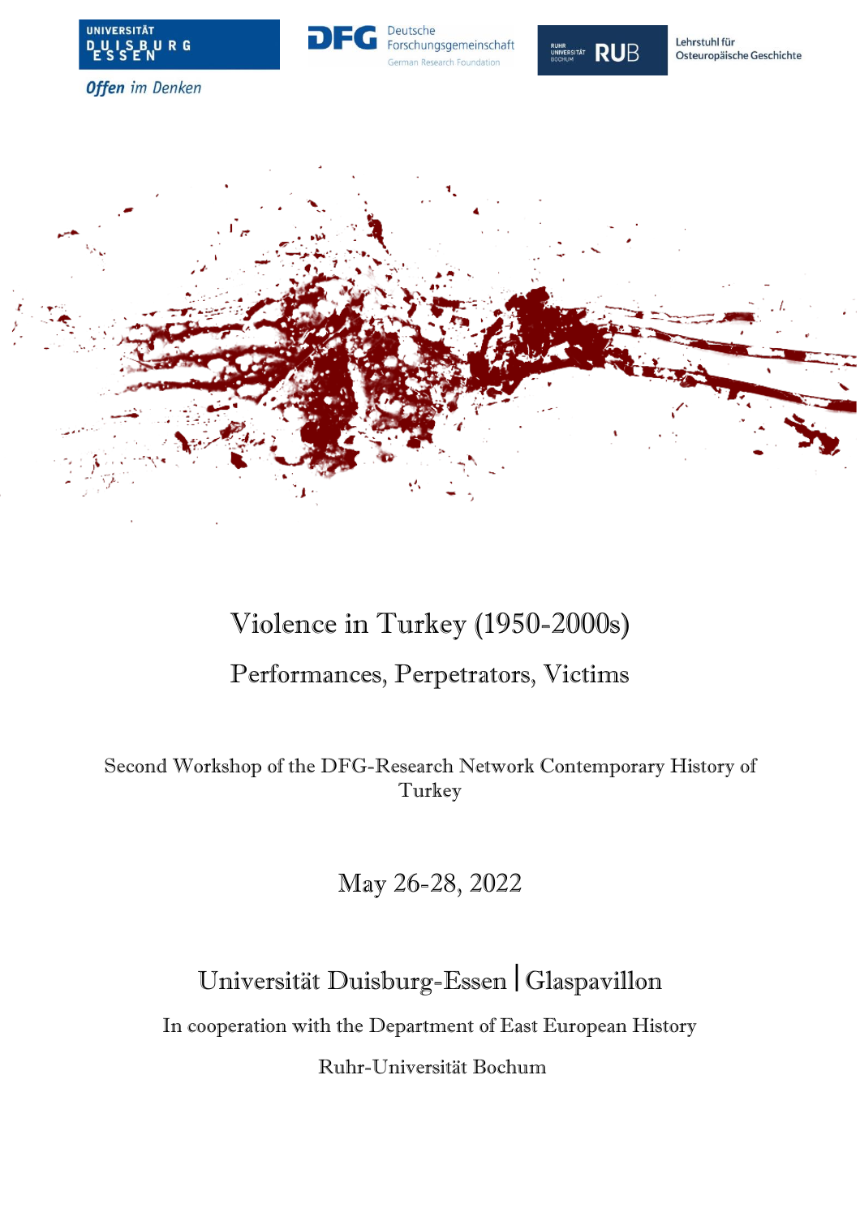# Violence in Turkey (1950-2000s)

## Performances, Perpetrators, Victims

Second Workshop of the DFG-Research Network Contemporary History of Turkey

May 26-28, 2022

Universität Duisburg-Essen | Glaspavillon

In cooperation with the Department of East European History

Ruhr-Universität Bochum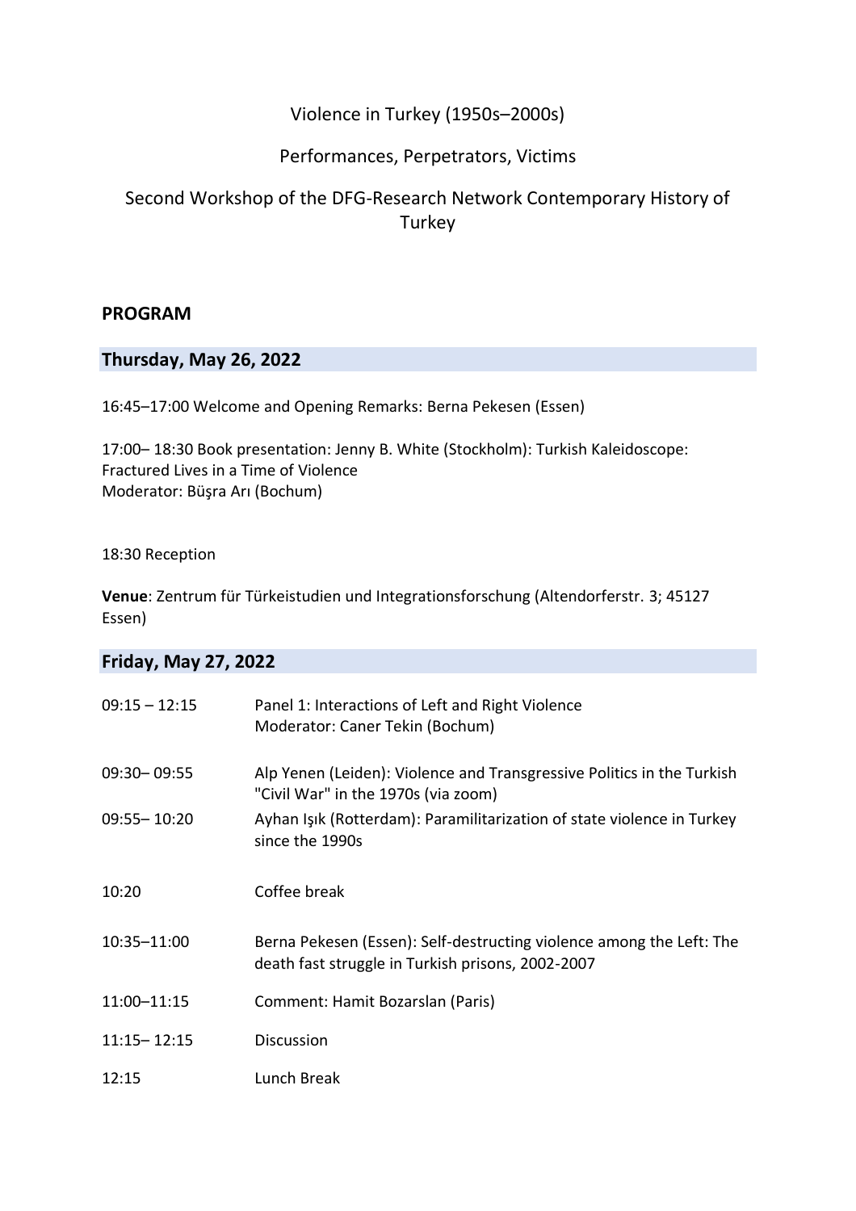Violence in Turkey (1950s–2000s)

Performances, Perpetrators, Victims

Second Workshop of the DFG-Research Network Contemporary History of Turkey

## PROGRAM

### Thursday, May 26, 2022

16:45–17:00 Welcome and Opening Remarks: Berna Pekesen (Essen)

17:00– 18:30 Book presentation: Jenny B. White (Stockholm): Turkish Kaleidoscope: Fractured Lives in a Time of Violence
Moderator: Büşra Arı (Bochum)

18:30 Reception

**Venue**: Zentrum für Türkeistudien und Integrationsforschung (Altendorferstr. 3; 45127 Essen)

### Friday, May 27, 2022

| | |
|---|---|
| 09:15 – 12:15 | Panel 1: Interactions of Left and Right Violence<br>Moderator: Caner Tekin (Bochum) |
| 09:30– 09:55 | Alp Yenen (Leiden): Violence and Transgressive Politics in the Turkish "Civil War" in the 1970s (via zoom) |
| 09:55– 10:20 | Ayhan Işık (Rotterdam): Paramilitarization of state violence in Turkey since the 1990s |
| 10:20 | Coffee break |
| 10:35–11:00 | Berna Pekesen (Essen): Self-destructing violence among the Left: The death fast struggle in Turkish prisons, 2002-2007 |
| 11:00–11:15 | Comment: Hamit Bozarslan (Paris) |
| 11:15– 12:15 | Discussion |
| 12:15 | Lunch Break |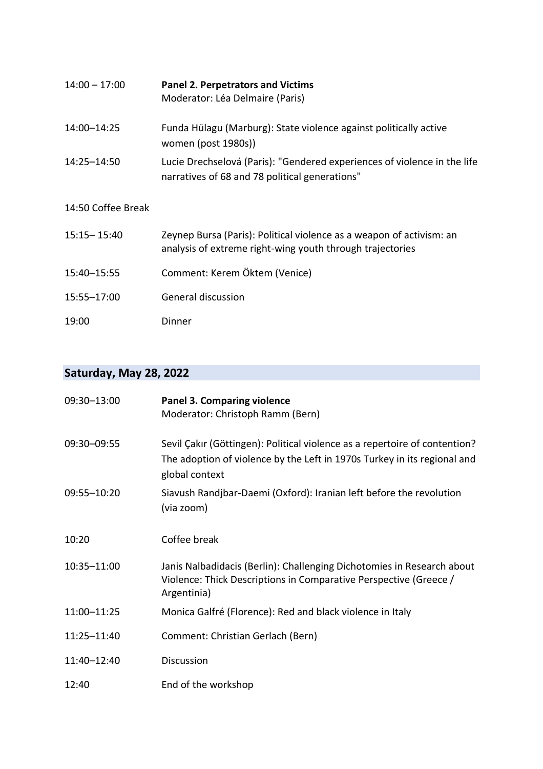| | |
|---|---|
| 14:00 – 17:00 | **Panel 2. Perpetrators and Victims**<br>Moderator: Léa Delmaire (Paris) |
| 14:00–14:25 | Funda Hülagu (Marburg): State violence against politically active women (post 1980s)) |
| 14:25–14:50 | Lucie Drechselová (Paris): "Gendered experiences of violence in the life narratives of 68 and 78 political generations" |
| 14:50 Coffee Break | |
| 15:15– 15:40 | Zeynep Bursa (Paris): Political violence as a weapon of activism: an analysis of extreme right-wing youth through trajectories |
| 15:40–15:55 | Comment: Kerem Öktem (Venice) |
| 15:55–17:00 | General discussion |
| 19:00 | Dinner |

## Saturday, May 28, 2022

| | |
|---|---|
| 09:30–13:00 | **Panel 3. Comparing violence**<br>Moderator: Christoph Ramm (Bern) |
| 09:30–09:55 | Sevil Çakır (Göttingen): Political violence as a repertoire of contention? The adoption of violence by the Left in 1970s Turkey in its regional and global context |
| 09:55–10:20 | Siavush Randjbar-Daemi (Oxford): Iranian left before the revolution (via zoom) |
| 10:20 | Coffee break |
| 10:35–11:00 | Janis Nalbadidacis (Berlin): Challenging Dichotomies in Research about Violence: Thick Descriptions in Comparative Perspective (Greece / Argentinia) |
| 11:00–11:25 | Monica Galfré (Florence): Red and black violence in Italy |
| 11:25–11:40 | Comment: Christian Gerlach (Bern) |
| 11:40–12:40 | Discussion |
| 12:40 | End of the workshop |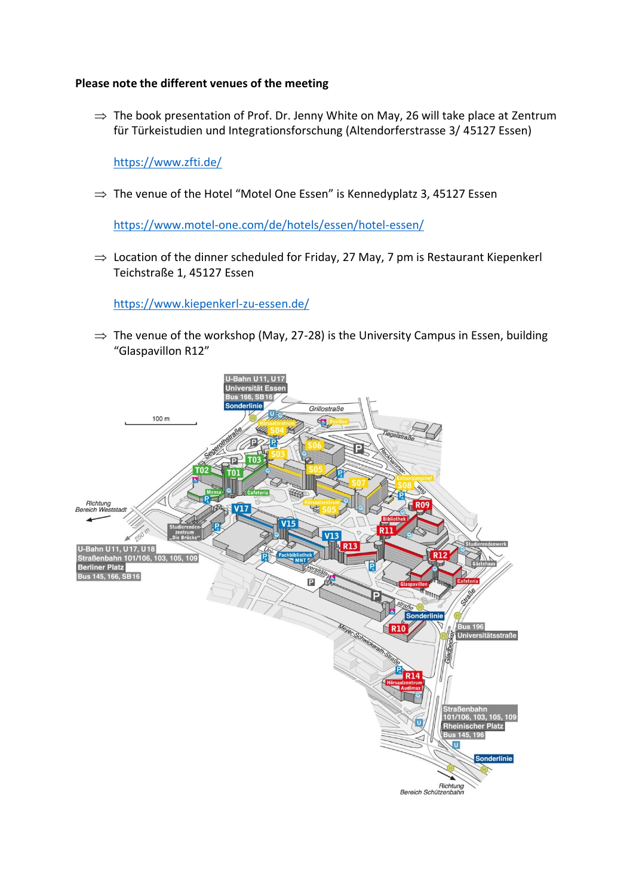**Please note the different venues of the meeting**

⇒ The book presentation of Prof. Dr. Jenny White on May, 26 will take place at Zentrum für Türkeistudien und Integrationsforschung (Altendorferstrasse 3/ 45127 Essen)

https://www.zfti.de/

⇒ The venue of the Hotel "Motel One Essen" is Kennedyplatz 3, 45127 Essen

https://www.motel-one.com/de/hotels/essen/hotel-essen/

⇒ Location of the dinner scheduled for Friday, 27 May, 7 pm is Restaurant Kiepenkerl Teichstraße 1, 45127 Essen

https://www.kiepenkerl-zu-essen.de/

⇒ The venue of the workshop (May, 27-28) is the University Campus in Essen, building "Glaspavillon R12"

U-Bahn U11, U17
Universität Essen
Bus 166, SB16
Sonderlinie

100 m

Grillostraße
Segerothstraße
Tiegelstraße
Reckhammerweg
Hörsaalzentrum
Pavillon
S04
S03
S06
S05
S07
S08
Entsorgungshof
T03
T02
T01
Mensa
Cafeteria
Hörsaalzentrum
S05
R09
Bibliothek
R11
V17
V15
V13
R13
R12
Studierendenwerk
Gästehaus
Cafeteria
Glaspavillon
Fachbibliothek MNT
Universitätsstraße
Studierenden-zentrum „Die Brücke"

Richtung
Bereich Weststadt

250 m

U-Bahn U11, U17, U18
Straßenbahn 101/106, 103, 105, 109
Berliner Platz
Bus 145, 166, SB16

Sonderlinie
R10
Bus 196
Universitätsstraße
Gladbecker Straße
Meyer-Schwickerath-Straße
R14
Hörsaalzentrum Audimax

Straßenbahn
101/106, 103, 105, 109
Rheinischer Platz
Bus 145, 196

Sonderlinie

Richtung
Bereich Schützenbahn